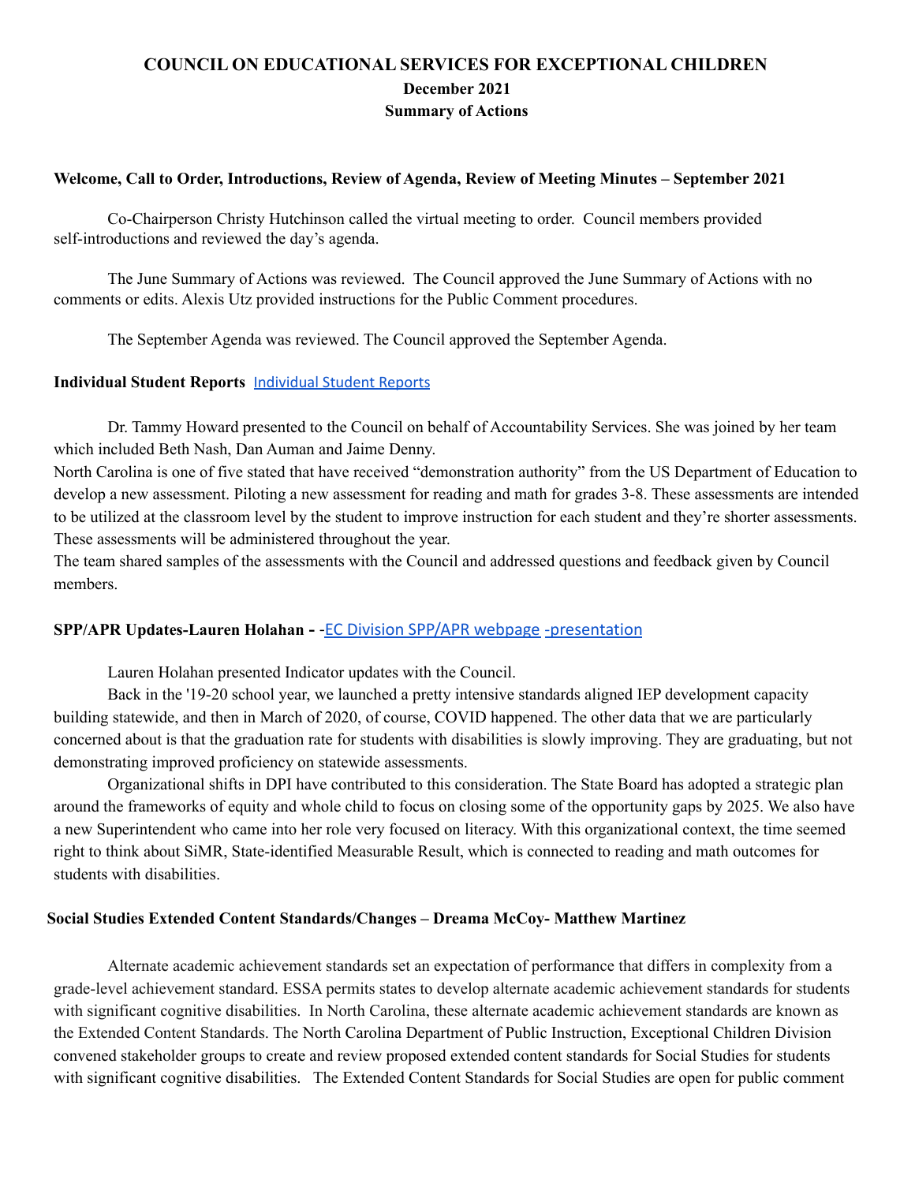# COUNCIL ON EDUCATIONAL SERVICES FOR EXCEPTIONAL CHILDREN
## December 2021
## Summary of Actions

**Welcome, Call to Order, Introductions, Review of Agenda, Review of Meeting Minutes – September 2021**

Co-Chairperson Christy Hutchinson called the virtual meeting to order. Council members provided self-introductions and reviewed the day's agenda.

The June Summary of Actions was reviewed. The Council approved the June Summary of Actions with no comments or edits. Alexis Utz provided instructions for the Public Comment procedures.

The September Agenda was reviewed. The Council approved the September Agenda.

**Individual Student Reports** Individual Student Reports

Dr. Tammy Howard presented to the Council on behalf of Accountability Services. She was joined by her team which included Beth Nash, Dan Auman and Jaime Denny.
North Carolina is one of five stated that have received "demonstration authority" from the US Department of Education to develop a new assessment. Piloting a new assessment for reading and math for grades 3-8. These assessments are intended to be utilized at the classroom level by the student to improve instruction for each student and they're shorter assessments. These assessments will be administered throughout the year.
The team shared samples of the assessments with the Council and addressed questions and feedback given by Council members.

**SPP/APR Updates-Lauren Holahan -** -EC Division SPP/APR webpage -presentation

Lauren Holahan presented Indicator updates with the Council.

Back in the '19-20 school year, we launched a pretty intensive standards aligned IEP development capacity building statewide, and then in March of 2020, of course, COVID happened. The other data that we are particularly concerned about is that the graduation rate for students with disabilities is slowly improving. They are graduating, but not demonstrating improved proficiency on statewide assessments.

Organizational shifts in DPI have contributed to this consideration. The State Board has adopted a strategic plan around the frameworks of equity and whole child to focus on closing some of the opportunity gaps by 2025. We also have a new Superintendent who came into her role very focused on literacy. With this organizational context, the time seemed right to think about SiMR, State-identified Measurable Result, which is connected to reading and math outcomes for students with disabilities.

**Social Studies Extended Content Standards/Changes – Dreama McCoy- Matthew Martinez**

Alternate academic achievement standards set an expectation of performance that differs in complexity from a grade-level achievement standard. ESSA permits states to develop alternate academic achievement standards for students with significant cognitive disabilities. In North Carolina, these alternate academic achievement standards are known as the Extended Content Standards. The North Carolina Department of Public Instruction, Exceptional Children Division convened stakeholder groups to create and review proposed extended content standards for Social Studies for students with significant cognitive disabilities. The Extended Content Standards for Social Studies are open for public comment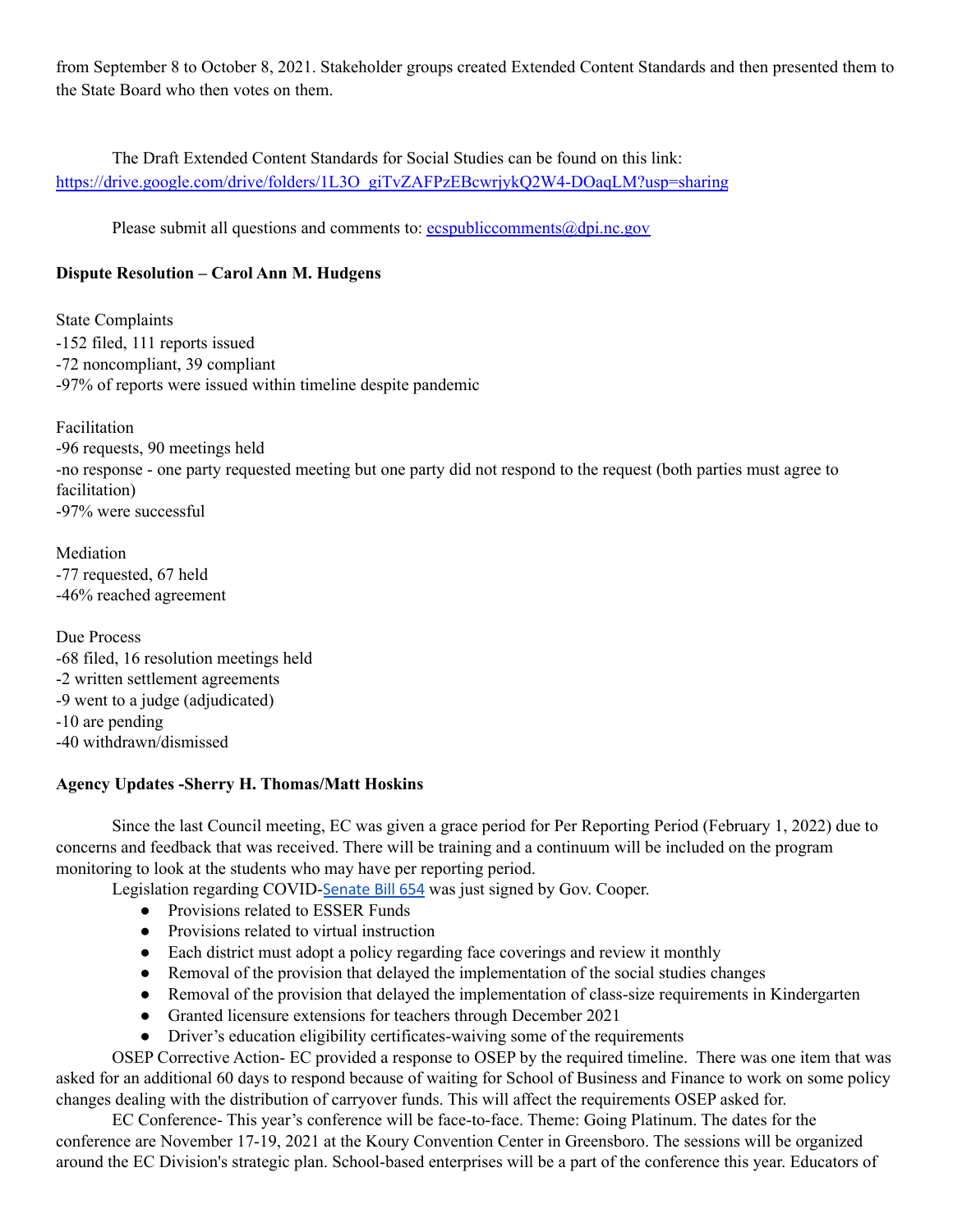from September 8 to October 8, 2021. Stakeholder groups created Extended Content Standards and then presented them to the State Board who then votes on them.

The Draft Extended Content Standards for Social Studies can be found on this link: https://drive.google.com/drive/folders/1L3O_giTvZAFPzEBcwrjykQ2W4-DOaqLM?usp=sharing

Please submit all questions and comments to: ecspubliccomments@dpi.nc.gov

**Dispute Resolution – Carol Ann M. Hudgens**

State Complaints
-152 filed, 111 reports issued
-72 noncompliant, 39 compliant
-97% of reports were issued within timeline despite pandemic

Facilitation
-96 requests, 90 meetings held
-no response - one party requested meeting but one party did not respond to the request (both parties must agree to facilitation)
-97% were successful

Mediation
-77 requested, 67 held
-46% reached agreement

Due Process
-68 filed, 16 resolution meetings held
-2 written settlement agreements
-9 went to a judge (adjudicated)
-10 are pending
-40 withdrawn/dismissed

**Agency Updates -Sherry H. Thomas/Matt Hoskins**

Since the last Council meeting, EC was given a grace period for Per Reporting Period (February 1, 2022) due to concerns and feedback that was received. There will be training and a continuum will be included on the program monitoring to look at the students who may have per reporting period.

Legislation regarding COVID-Senate Bill 654 was just signed by Gov. Cooper.

- Provisions related to ESSER Funds
- Provisions related to virtual instruction
- Each district must adopt a policy regarding face coverings and review it monthly
- Removal of the provision that delayed the implementation of the social studies changes
- Removal of the provision that delayed the implementation of class-size requirements in Kindergarten
- Granted licensure extensions for teachers through December 2021
- Driver's education eligibility certificates-waiving some of the requirements

OSEP Corrective Action- EC provided a response to OSEP by the required timeline. There was one item that was asked for an additional 60 days to respond because of waiting for School of Business and Finance to work on some policy changes dealing with the distribution of carryover funds. This will affect the requirements OSEP asked for.

EC Conference- This year's conference will be face-to-face. Theme: Going Platinum. The dates for the conference are November 17-19, 2021 at the Koury Convention Center in Greensboro. The sessions will be organized around the EC Division's strategic plan. School-based enterprises will be a part of the conference this year. Educators of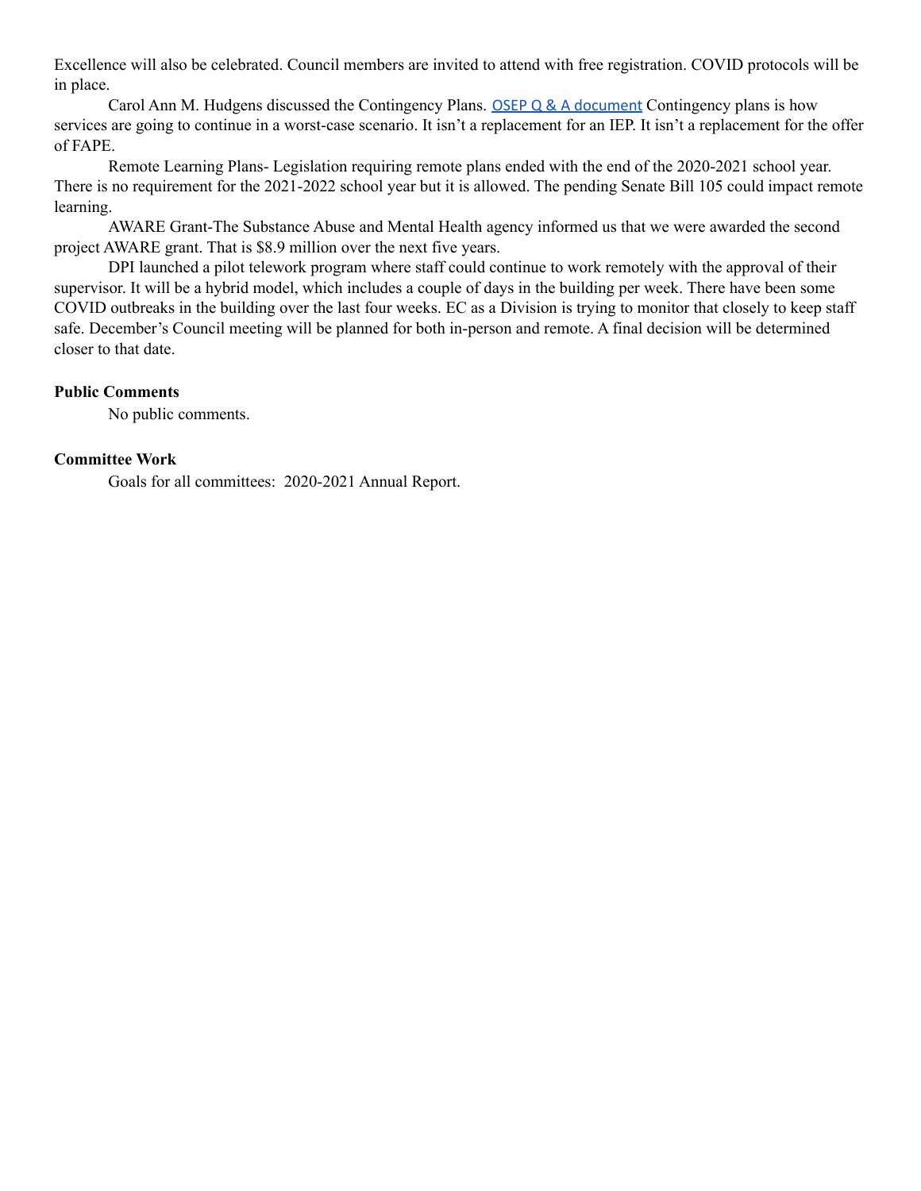Excellence will also be celebrated. Council members are invited to attend with free registration. COVID protocols will be in place.

Carol Ann M. Hudgens discussed the Contingency Plans. OSEP Q & A document Contingency plans is how services are going to continue in a worst-case scenario. It isn't a replacement for an IEP. It isn't a replacement for the offer of FAPE.

Remote Learning Plans- Legislation requiring remote plans ended with the end of the 2020-2021 school year. There is no requirement for the 2021-2022 school year but it is allowed. The pending Senate Bill 105 could impact remote learning.

AWARE Grant-The Substance Abuse and Mental Health agency informed us that we were awarded the second project AWARE grant. That is $8.9 million over the next five years.

DPI launched a pilot telework program where staff could continue to work remotely with the approval of their supervisor. It will be a hybrid model, which includes a couple of days in the building per week. There have been some COVID outbreaks in the building over the last four weeks. EC as a Division is trying to monitor that closely to keep staff safe. December's Council meeting will be planned for both in-person and remote. A final decision will be determined closer to that date.

**Public Comments**

No public comments.

**Committee Work**

Goals for all committees: 2020-2021 Annual Report.